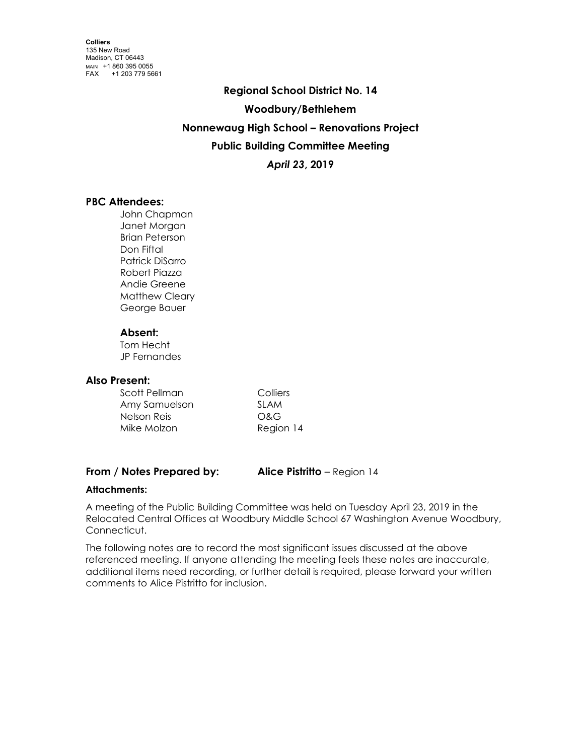**Colliers**
135 New Road
Madison, CT 06443
MAIN +1 860 395 0055
FAX +1 203 779 5661

# Regional School District No. 14

## Woodbury/Bethlehem

## Nonnewaug High School – Renovations Project

## Public Building Committee Meeting

## *April 23*, 2019

### PBC Attendees:

John Chapman
Janet Morgan
Brian Peterson
Don Fiftal
Patrick DiSarro
Robert Piazza
Andie Greene
Matthew Cleary
George Bauer

### Absent:

Tom Hecht
JP Fernandes

### Also Present:

| | |
|---|---|
| Scott Pellman | Colliers |
| Amy Samuelson | SLAM |
| Nelson Reis | O&G |
| Mike Molzon | Region 14 |

**From / Notes Prepared by:** **Alice Pistritto** – Region 14

**Attachments:**

A meeting of the Public Building Committee was held on Tuesday April 23, 2019 in the Relocated Central Offices at Woodbury Middle School 67 Washington Avenue Woodbury, Connecticut.

The following notes are to record the most significant issues discussed at the above referenced meeting. If anyone attending the meeting feels these notes are inaccurate, additional items need recording, or further detail is required, please forward your written comments to Alice Pistritto for inclusion.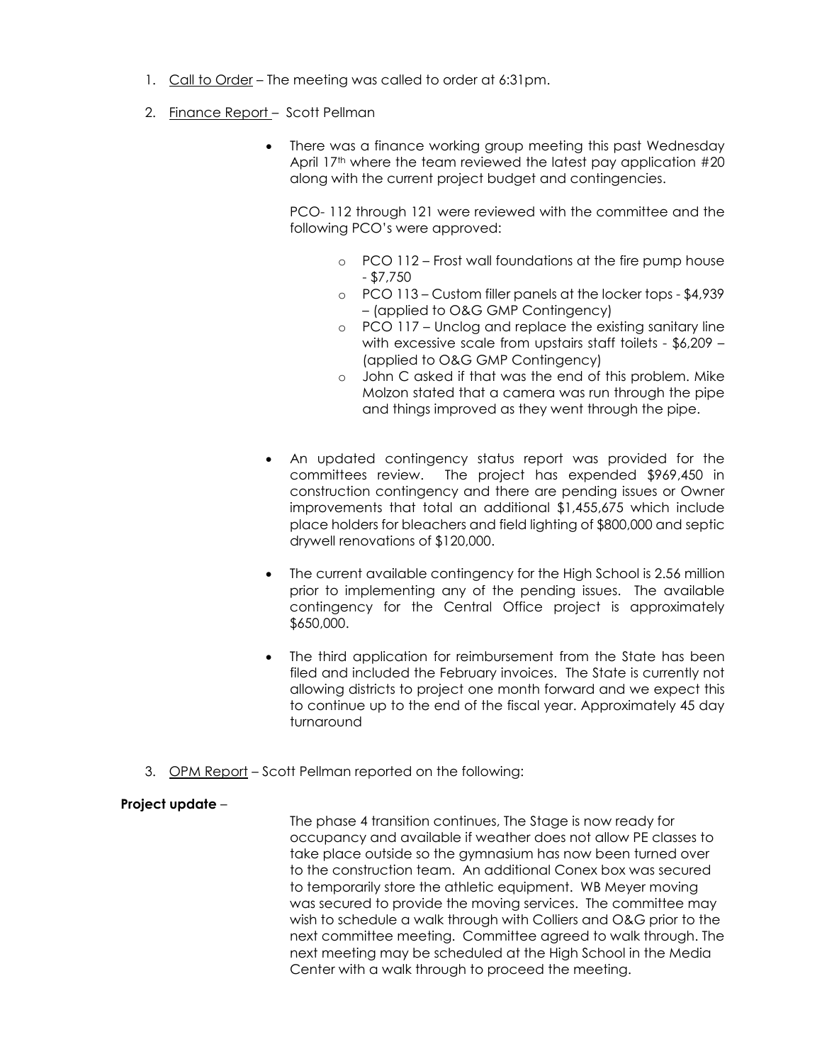1. Call to Order – The meeting was called to order at 6:31pm.

2. Finance Report – Scott Pellman

   - There was a finance working group meeting this past Wednesday April 17th where the team reviewed the latest pay application #20 along with the current project budget and contingencies.

     PCO- 112 through 121 were reviewed with the committee and the following PCO's were approved:

     - PCO 112 – Frost wall foundations at the fire pump house - $7,750
     - PCO 113 – Custom filler panels at the locker tops - $4,939 – (applied to O&G GMP Contingency)
     - PCO 117 – Unclog and replace the existing sanitary line with excessive scale from upstairs staff toilets - $6,209 – (applied to O&G GMP Contingency)
     - John C asked if that was the end of this problem. Mike Molzon stated that a camera was run through the pipe and things improved as they went through the pipe.

   - An updated contingency status report was provided for the committees review. The project has expended $969,450 in construction contingency and there are pending issues or Owner improvements that total an additional $1,455,675 which include place holders for bleachers and field lighting of $800,000 and septic drywell renovations of $120,000.

   - The current available contingency for the High School is 2.56 million prior to implementing any of the pending issues. The available contingency for the Central Office project is approximately $650,000.

   - The third application for reimbursement from the State has been filed and included the February invoices. The State is currently not allowing districts to project one month forward and we expect this to continue up to the end of the fiscal year. Approximately 45 day turnaround

3. OPM Report – Scott Pellman reported on the following:

**Project update** –

The phase 4 transition continues, The Stage is now ready for occupancy and available if weather does not allow PE classes to take place outside so the gymnasium has now been turned over to the construction team. An additional Conex box was secured to temporarily store the athletic equipment. WB Meyer moving was secured to provide the moving services. The committee may wish to schedule a walk through with Colliers and O&G prior to the next committee meeting. Committee agreed to walk through. The next meeting may be scheduled at the High School in the Media Center with a walk through to proceed the meeting.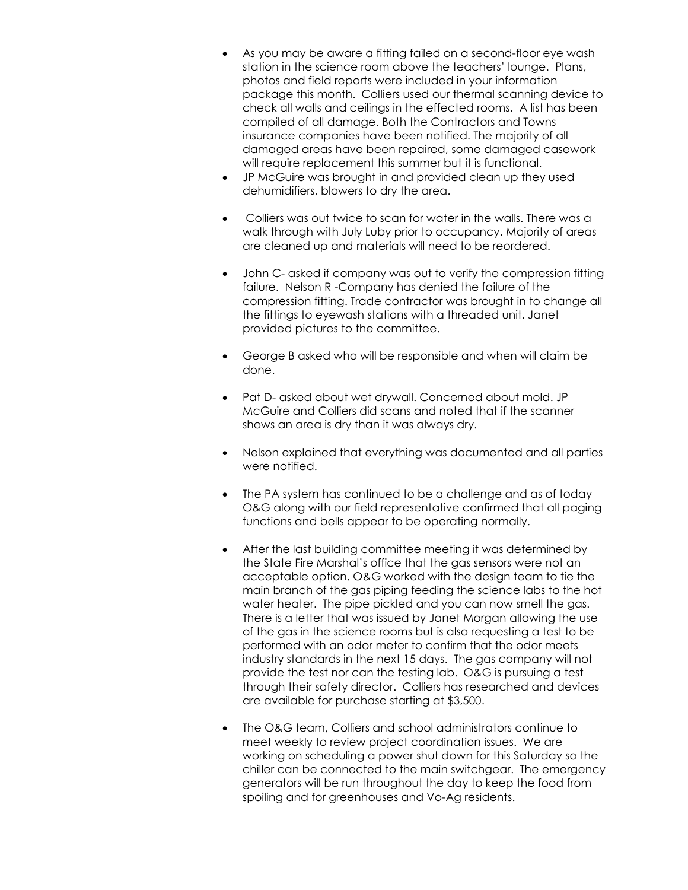- As you may be aware a fitting failed on a second-floor eye wash station in the science room above the teachers' lounge. Plans, photos and field reports were included in your information package this month. Colliers used our thermal scanning device to check all walls and ceilings in the effected rooms. A list has been compiled of all damage. Both the Contractors and Towns insurance companies have been notified. The majority of all damaged areas have been repaired, some damaged casework will require replacement this summer but it is functional.
- JP McGuire was brought in and provided clean up they used dehumidifiers, blowers to dry the area.
- Colliers was out twice to scan for water in the walls. There was a walk through with July Luby prior to occupancy. Majority of areas are cleaned up and materials will need to be reordered.
- John C- asked if company was out to verify the compression fitting failure. Nelson R -Company has denied the failure of the compression fitting. Trade contractor was brought in to change all the fittings to eyewash stations with a threaded unit. Janet provided pictures to the committee.
- George B asked who will be responsible and when will claim be done.
- Pat D- asked about wet drywall. Concerned about mold. JP McGuire and Colliers did scans and noted that if the scanner shows an area is dry than it was always dry.
- Nelson explained that everything was documented and all parties were notified.
- The PA system has continued to be a challenge and as of today O&G along with our field representative confirmed that all paging functions and bells appear to be operating normally.
- After the last building committee meeting it was determined by the State Fire Marshal's office that the gas sensors were not an acceptable option. O&G worked with the design team to tie the main branch of the gas piping feeding the science labs to the hot water heater. The pipe pickled and you can now smell the gas. There is a letter that was issued by Janet Morgan allowing the use of the gas in the science rooms but is also requesting a test to be performed with an odor meter to confirm that the odor meets industry standards in the next 15 days. The gas company will not provide the test nor can the testing lab. O&G is pursuing a test through their safety director. Colliers has researched and devices are available for purchase starting at $3,500.
- The O&G team, Colliers and school administrators continue to meet weekly to review project coordination issues. We are working on scheduling a power shut down for this Saturday so the chiller can be connected to the main switchgear. The emergency generators will be run throughout the day to keep the food from spoiling and for greenhouses and Vo-Ag residents.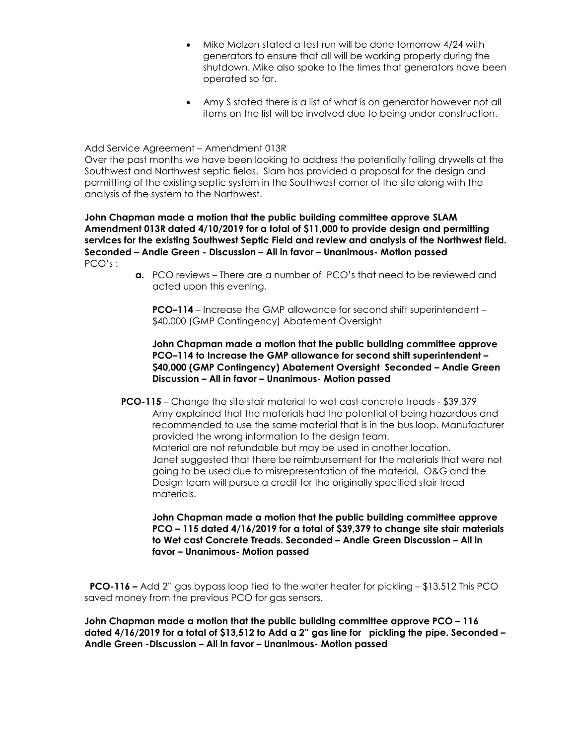- Mike Molzon stated a test run will be done tomorrow 4/24 with generators to ensure that all will be working properly during the shutdown. Mike also spoke to the times that generators have been operated so far.

- Amy S stated there is a list of what is on generator however not all items on the list will be involved due to being under construction.

Add Service Agreement – Amendment 013R

Over the past months we have been looking to address the potentially failing drywells at the Southwest and Northwest septic fields. Slam has provided a proposal for the design and permitting of the existing septic system in the Southwest corner of the site along with the analysis of the system to the Northwest.

**John Chapman made a motion that the public building committee approve SLAM Amendment 013R dated 4/10/2019 for a total of $11,000 to provide design and permitting services for the existing Southwest Septic Field and review and analysis of the Northwest field. Seconded – Andie Green - Discussion – All in favor – Unanimous- Motion passed**

PCO's :

**a.** PCO reviews – There are a number of PCO's that need to be reviewed and acted upon this evening.

**PCO–114** – Increase the GMP allowance for second shift superintendent – $40,000 (GMP Contingency) Abatement Oversight

**John Chapman made a motion that the public building committee approve PCO–114 to Increase the GMP allowance for second shift superintendent – $40,000 (GMP Contingency) Abatement Oversight Seconded – Andie Green Discussion – All in favor – Unanimous- Motion passed**

**PCO-115** – Change the site stair material to wet cast concrete treads - $39,379

Amy explained that the materials had the potential of being hazardous and recommended to use the same material that is in the bus loop. Manufacturer provided the wrong information to the design team.

Material are not refundable but may be used in another location.

Janet suggested that there be reimbursement for the materials that were not going to be used due to misrepresentation of the material. O&G and the Design team will pursue a credit for the originally specified stair tread materials.

**John Chapman made a motion that the public building committee approve PCO – 115 dated 4/16/2019 for a total of $39,379 to change site stair materials to Wet cast Concrete Treads. Seconded – Andie Green Discussion – All in favor – Unanimous- Motion passed**

**PCO-116 –** Add 2" gas bypass loop tied to the water heater for pickling – $13,512 This PCO saved money from the previous PCO for gas sensors.

**John Chapman made a motion that the public building committee approve PCO – 116 dated 4/16/2019 for a total of $13,512 to Add a 2" gas line for pickling the pipe. Seconded – Andie Green -Discussion – All in favor – Unanimous- Motion passed**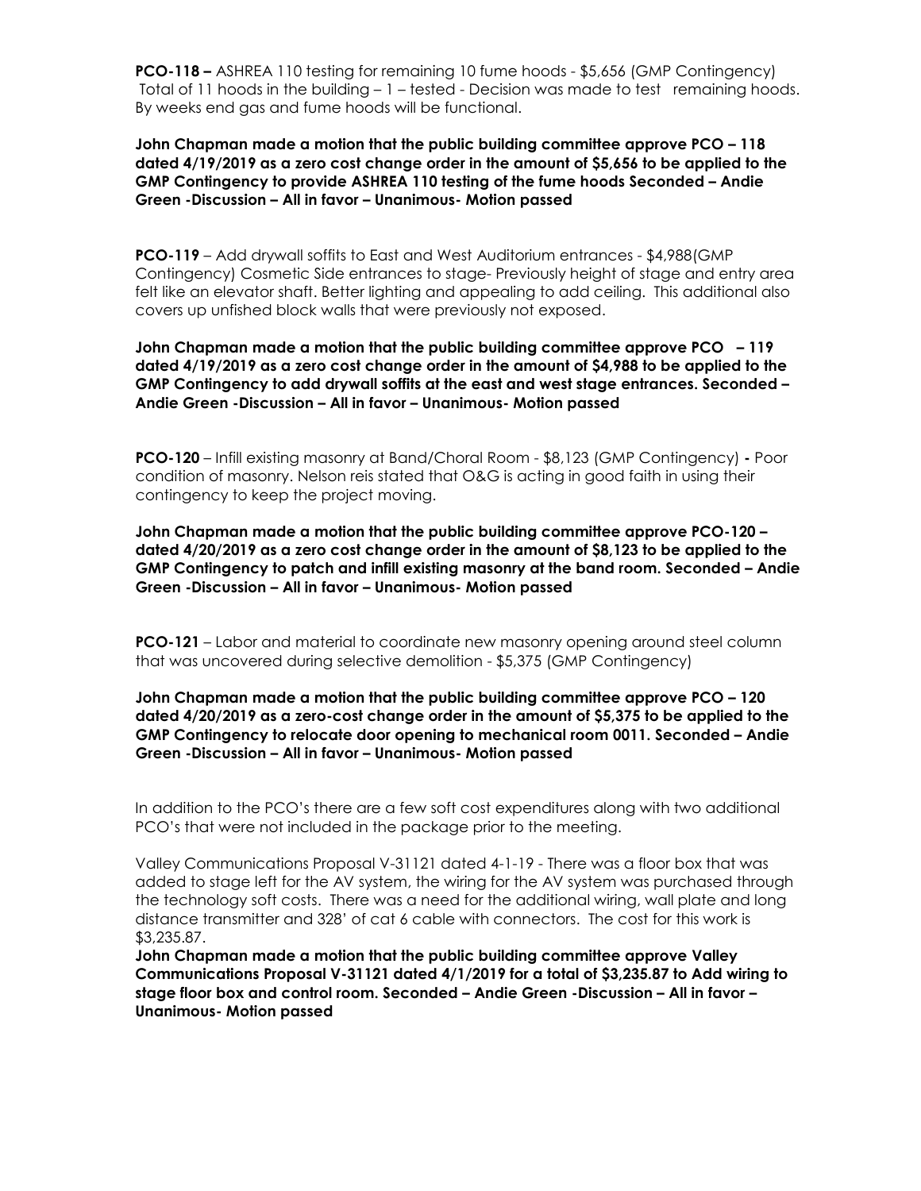**PCO-118 –** ASHREA 110 testing for remaining 10 fume hoods - $5,656 (GMP Contingency) Total of 11 hoods in the building – 1 – tested - Decision was made to test remaining hoods. By weeks end gas and fume hoods will be functional.

**John Chapman made a motion that the public building committee approve PCO – 118 dated 4/19/2019 as a zero cost change order in the amount of $5,656 to be applied to the GMP Contingency to provide ASHREA 110 testing of the fume hoods Seconded – Andie Green -Discussion – All in favor – Unanimous- Motion passed**

**PCO-119** – Add drywall soffits to East and West Auditorium entrances - $4,988(GMP Contingency) Cosmetic Side entrances to stage- Previously height of stage and entry area felt like an elevator shaft. Better lighting and appealing to add ceiling. This additional also covers up unfished block walls that were previously not exposed.

**John Chapman made a motion that the public building committee approve PCO – 119 dated 4/19/2019 as a zero cost change order in the amount of $4,988 to be applied to the GMP Contingency to add drywall soffits at the east and west stage entrances. Seconded – Andie Green -Discussion – All in favor – Unanimous- Motion passed**

**PCO-120** – Infill existing masonry at Band/Choral Room - $8,123 (GMP Contingency) **-** Poor condition of masonry. Nelson reis stated that O&G is acting in good faith in using their contingency to keep the project moving.

**John Chapman made a motion that the public building committee approve PCO-120 – dated 4/20/2019 as a zero cost change order in the amount of $8,123 to be applied to the GMP Contingency to patch and infill existing masonry at the band room. Seconded – Andie Green -Discussion – All in favor – Unanimous- Motion passed**

**PCO-121** – Labor and material to coordinate new masonry opening around steel column that was uncovered during selective demolition - $5,375 (GMP Contingency)

**John Chapman made a motion that the public building committee approve PCO – 120 dated 4/20/2019 as a zero-cost change order in the amount of $5,375 to be applied to the GMP Contingency to relocate door opening to mechanical room 0011. Seconded – Andie Green -Discussion – All in favor – Unanimous- Motion passed**

In addition to the PCO's there are a few soft cost expenditures along with two additional PCO's that were not included in the package prior to the meeting.

Valley Communications Proposal V-31121 dated 4-1-19 - There was a floor box that was added to stage left for the AV system, the wiring for the AV system was purchased through the technology soft costs. There was a need for the additional wiring, wall plate and long distance transmitter and 328' of cat 6 cable with connectors. The cost for this work is $3,235.87.

**John Chapman made a motion that the public building committee approve Valley Communications Proposal V-31121 dated 4/1/2019 for a total of $3,235.87 to Add wiring to stage floor box and control room. Seconded – Andie Green -Discussion – All in favor – Unanimous- Motion passed**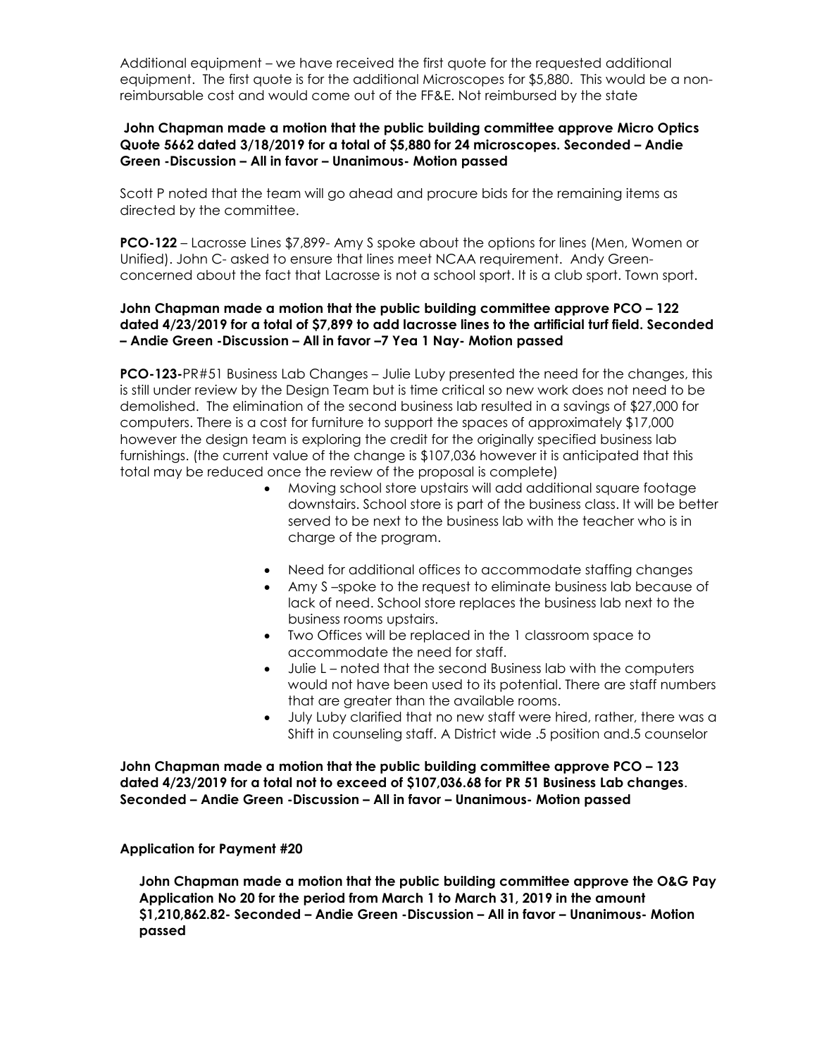Additional equipment – we have received the first quote for the requested additional equipment. The first quote is for the additional Microscopes for $5,880. This would be a non-reimbursable cost and would come out of the FF&E. Not reimbursed by the state

**John Chapman made a motion that the public building committee approve Micro Optics Quote 5662 dated 3/18/2019 for a total of $5,880 for 24 microscopes. Seconded – Andie Green -Discussion – All in favor – Unanimous- Motion passed**

Scott P noted that the team will go ahead and procure bids for the remaining items as directed by the committee.

**PCO-122** – Lacrosse Lines $7,899- Amy S spoke about the options for lines (Men, Women or Unified). John C- asked to ensure that lines meet NCAA requirement. Andy Green- concerned about the fact that Lacrosse is not a school sport. It is a club sport. Town sport.

**John Chapman made a motion that the public building committee approve PCO – 122 dated 4/23/2019 for a total of $7,899 to add lacrosse lines to the artificial turf field. Seconded – Andie Green -Discussion – All in favor –7 Yea 1 Nay- Motion passed**

**PCO-123-**PR#51 Business Lab Changes – Julie Luby presented the need for the changes, this is still under review by the Design Team but is time critical so new work does not need to be demolished. The elimination of the second business lab resulted in a savings of $27,000 for computers. There is a cost for furniture to support the spaces of approximately $17,000 however the design team is exploring the credit for the originally specified business lab furnishings. (the current value of the change is $107,036 however it is anticipated that this total may be reduced once the review of the proposal is complete)

- Moving school store upstairs will add additional square footage downstairs. School store is part of the business class. It will be better served to be next to the business lab with the teacher who is in charge of the program.
- Need for additional offices to accommodate staffing changes
- Amy S –spoke to the request to eliminate business lab because of lack of need. School store replaces the business lab next to the business rooms upstairs.
- Two Offices will be replaced in the 1 classroom space to accommodate the need for staff.
- Julie L – noted that the second Business lab with the computers would not have been used to its potential. There are staff numbers that are greater than the available rooms.
- July Luby clarified that no new staff were hired, rather, there was a Shift in counseling staff. A District wide .5 position and.5 counselor

**John Chapman made a motion that the public building committee approve PCO – 123 dated 4/23/2019 for a total not to exceed of $107,036.68 for PR 51 Business Lab changes**. **Seconded – Andie Green -Discussion – All in favor – Unanimous- Motion passed**

**Application for Payment #20**

**John Chapman made a motion that the public building committee approve the O&G Pay Application No 20 for the period from March 1 to March 31, 2019 in the amount $1,210,862.82- Seconded – Andie Green -Discussion – All in favor – Unanimous- Motion passed**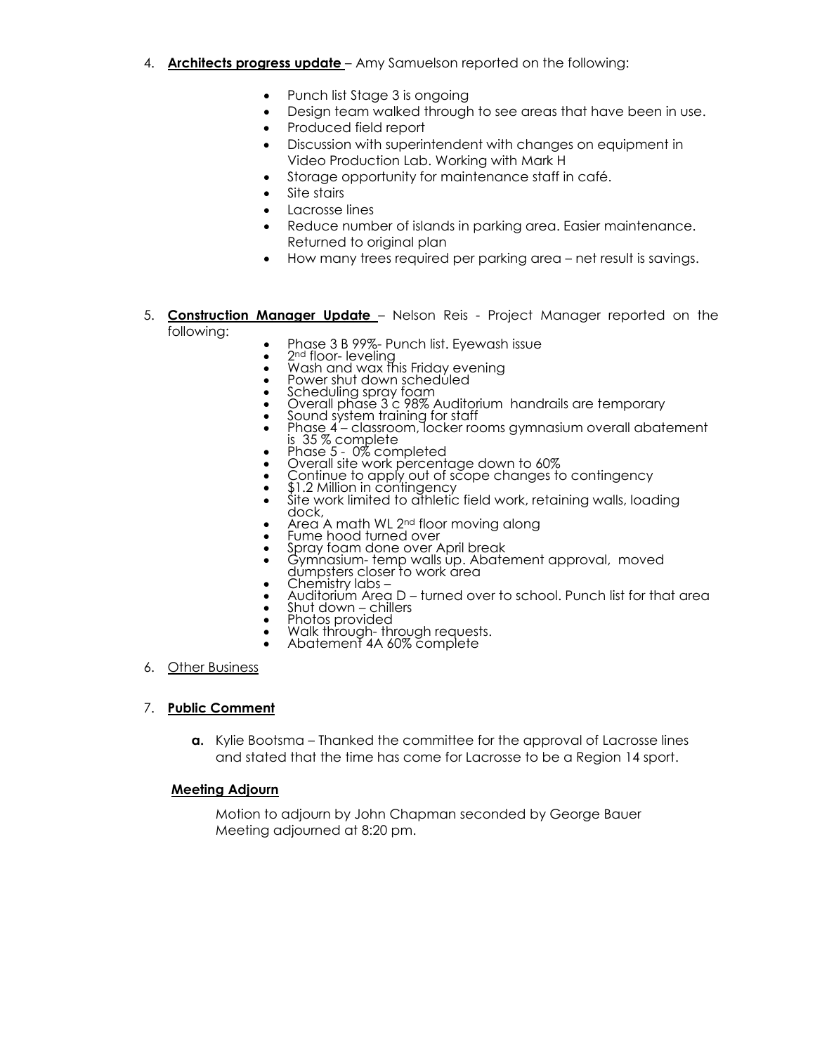4. **Architects progress update** – Amy Samuelson reported on the following:

- Punch list Stage 3 is ongoing
- Design team walked through to see areas that have been in use.
- Produced field report
- Discussion with superintendent with changes on equipment in Video Production Lab. Working with Mark H
- Storage opportunity for maintenance staff in café.
- Site stairs
- Lacrosse lines
- Reduce number of islands in parking area. Easier maintenance. Returned to original plan
- How many trees required per parking area – net result is savings.

5. **Construction Manager Update** – Nelson Reis - Project Manager reported on the following:

- Phase 3 B 99%- Punch list. Eyewash issue
- 2nd floor- leveling
- Wash and wax this Friday evening
- Power shut down scheduled
- Scheduling spray foam
- Overall phase 3 c 98% Auditorium handrails are temporary
- Sound system training for staff
- Phase 4 – classroom, locker rooms gymnasium overall abatement is 35 % complete
- Phase 5 - 0% completed
- Overall site work percentage down to 60%
- Continue to apply out of scope changes to contingency
- $1.2 Million in contingency
- Site work limited to athletic field work, retaining walls, loading dock,
- Area A math WL 2nd floor moving along
- Fume hood turned over
- Spray foam done over April break
- Gymnasium- temp walls up. Abatement approval, moved dumpsters closer to work area
- Chemistry labs –
- Auditorium Area D – turned over to school. Punch list for that area
- Shut down – chillers
- Photos provided
- Walk through- through requests.
- Abatement 4A 60% complete

6. Other Business

7. **Public Comment**

   **a.** Kylie Bootsma – Thanked the committee for the approval of Lacrosse lines and stated that the time has come for Lacrosse to be a Region 14 sport.

**Meeting Adjourn**

Motion to adjourn by John Chapman seconded by George Bauer
Meeting adjourned at 8:20 pm.